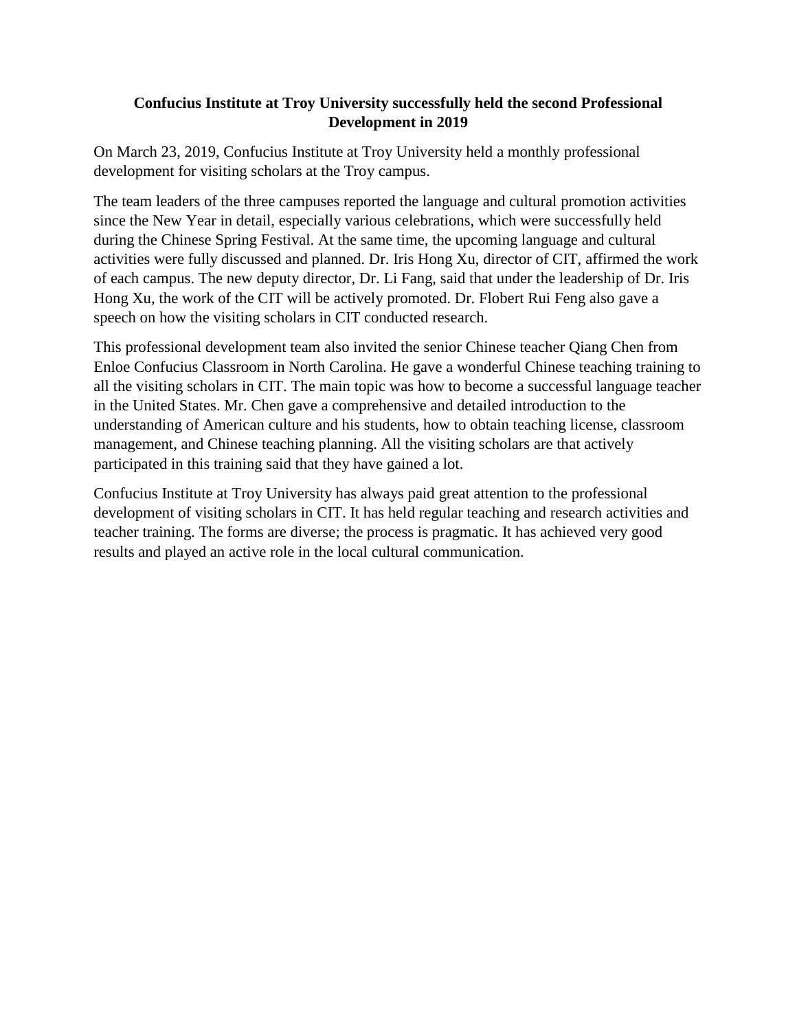# Confucius Institute at Troy University successfully held the second Professional Development in 2019

On March 23, 2019, Confucius Institute at Troy University held a monthly professional development for visiting scholars at the Troy campus.

The team leaders of the three campuses reported the language and cultural promotion activities since the New Year in detail, especially various celebrations, which were successfully held during the Chinese Spring Festival. At the same time, the upcoming language and cultural activities were fully discussed and planned. Dr. Iris Hong Xu, director of CIT, affirmed the work of each campus. The new deputy director, Dr. Li Fang, said that under the leadership of Dr. Iris Hong Xu, the work of the CIT will be actively promoted. Dr. Flobert Rui Feng also gave a speech on how the visiting scholars in CIT conducted research.

This professional development team also invited the senior Chinese teacher Qiang Chen from Enloe Confucius Classroom in North Carolina. He gave a wonderful Chinese teaching training to all the visiting scholars in CIT. The main topic was how to become a successful language teacher in the United States. Mr. Chen gave a comprehensive and detailed introduction to the understanding of American culture and his students, how to obtain teaching license, classroom management, and Chinese teaching planning. All the visiting scholars are that actively participated in this training said that they have gained a lot.

Confucius Institute at Troy University has always paid great attention to the professional development of visiting scholars in CIT. It has held regular teaching and research activities and teacher training. The forms are diverse; the process is pragmatic. It has achieved very good results and played an active role in the local cultural communication.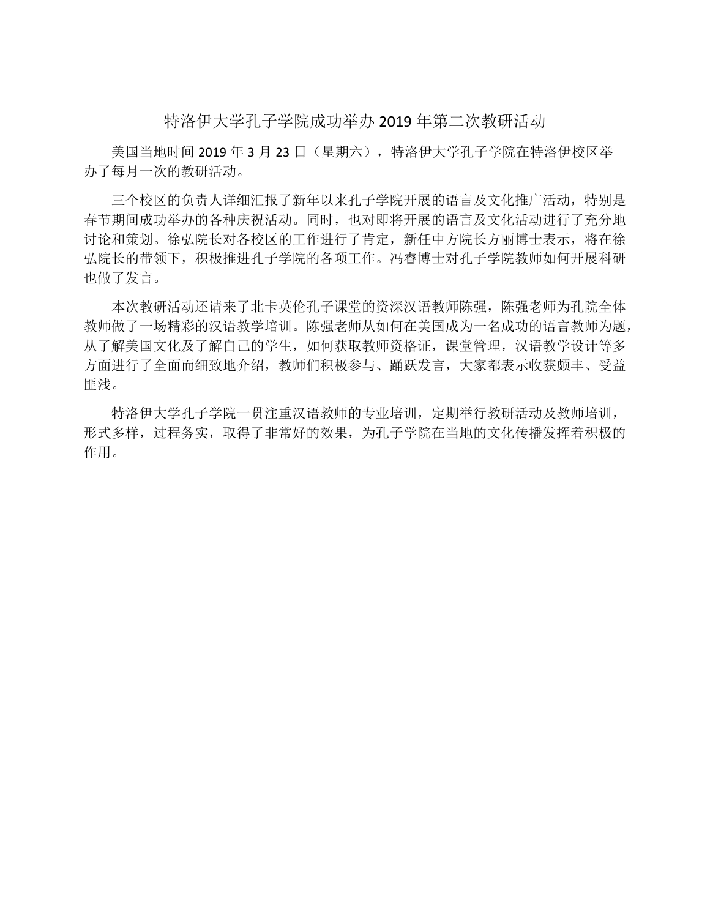# 特洛伊大学孔子学院成功举办 2019 年第二次教研活动

美国当地时间 2019 年 3 月 23 日（星期六），特洛伊大学孔子学院在特洛伊校区举办了每月一次的教研活动。

三个校区的负责人详细汇报了新年以来孔子学院开展的语言及文化推广活动，特别是春节期间成功举办的各种庆祝活动。同时，也对即将开展的语言及文化活动进行了充分地讨论和策划。徐弘院长对各校区的工作进行了肯定，新任中方院长方丽博士表示，将在徐弘院长的带领下，积极推进孔子学院的各项工作。冯睿博士对孔子学院教师如何开展科研也做了发言。

本次教研活动还请来了北卡英伦孔子课堂的资深汉语教师陈强，陈强老师为孔院全体教师做了一场精彩的汉语教学培训。陈强老师从如何在美国成为一名成功的语言教师为题，从了解美国文化及了解自己的学生，如何获取教师资格证，课堂管理，汉语教学设计等多方面进行了全面而细致地介绍，教师们积极参与、踊跃发言，大家都表示收获颇丰、受益匪浅。

特洛伊大学孔子学院一贯注重汉语教师的专业培训，定期举行教研活动及教师培训，形式多样，过程务实，取得了非常好的效果，为孔子学院在当地的文化传播发挥着积极的作用。